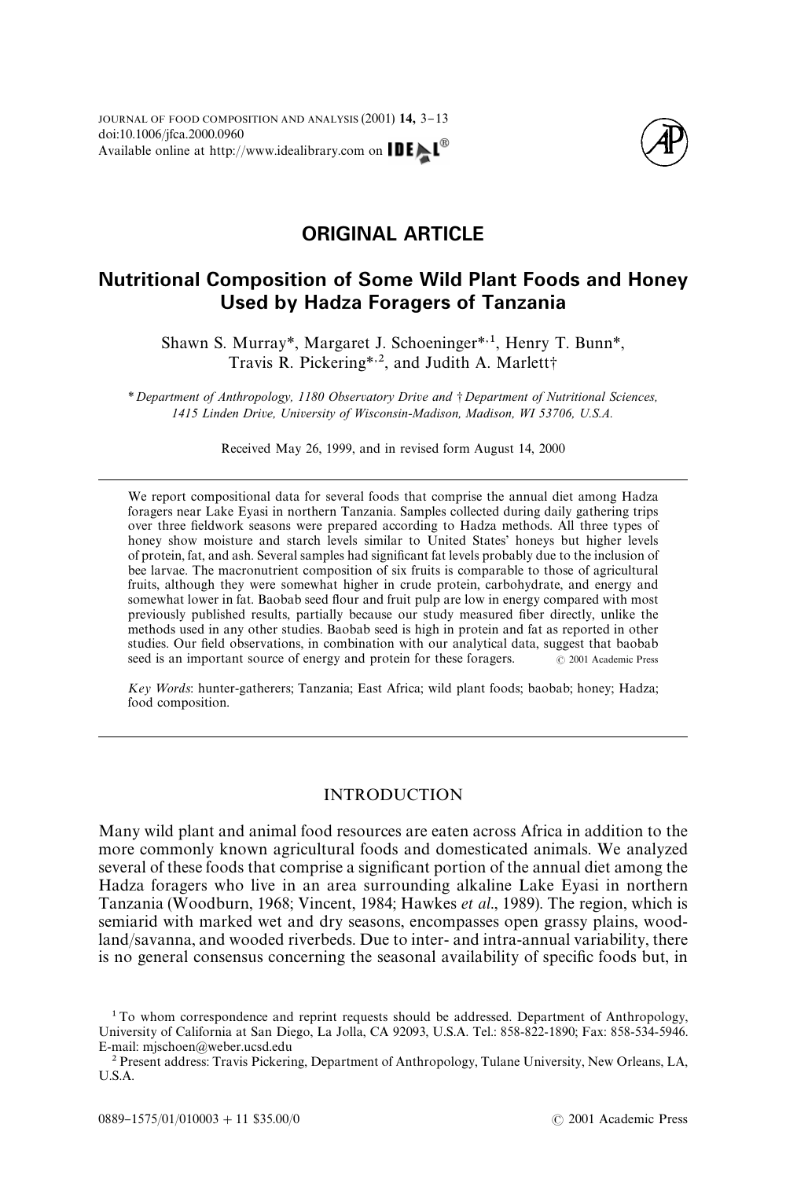# ORIGINAL ARTICLE

## Nutritional Composition of Some Wild Plant Foods and Honey Used by Hadza Foragers of Tanzania

Shawn S. Murray*, Margaret J. Schoeninger*[,1], Henry T. Bunn*, Travis R. Pickering*[,2], and Judith A. Marlett†

\* *Department of Anthropology, 1180 Observatory Drive and † Department of Nutritional Sciences, 1415 Linden Drive, University of Wisconsin-Madison, Madison, WI 53706, U.S.A.*

Received May 26, 1999, and in revised form August 14, 2000

We report compositional data for several foods that comprise the annual diet among Hadza foragers near Lake Eyasi in northern Tanzania. Samples collected during daily gathering trips over three fieldwork seasons were prepared according to Hadza methods. All three types of honey show moisture and starch levels similar to United States' honeys but higher levels of protein, fat, and ash. Several samples had significant fat levels probably due to the inclusion of bee larvae. The macronutrient composition of six fruits is comparable to those of agricultural fruits, although they were somewhat higher in crude protein, carbohydrate, and energy and somewhat lower in fat. Baobab seed flour and fruit pulp are low in energy compared with most previously published results, partially because our study measured fiber directly, unlike the methods used in any other studies. Baobab seed is high in protein and fat as reported in other studies. Our field observations, in combination with our analytical data, suggest that baobab seed is an important source of energy and protein for these foragers. © 2001 Academic Press

*Key Words*: hunter-gatherers; Tanzania; East Africa; wild plant foods; baobab; honey; Hadza; food composition.

## INTRODUCTION

Many wild plant and animal food resources are eaten across Africa in addition to the more commonly known agricultural foods and domesticated animals. We analyzed several of these foods that comprise a significant portion of the annual diet among the Hadza foragers who live in an area surrounding alkaline Lake Eyasi in northern Tanzania (Woodburn, 1968; Vincent, 1984; Hawkes *et al*., 1989). The region, which is semiarid with marked wet and dry seasons, encompasses open grassy plains, woodland/savanna, and wooded riverbeds. Due to inter- and intra-annual variability, there is no general consensus concerning the seasonal availability of specific foods but, in

[1] To whom correspondence and reprint requests should be addressed. Department of Anthropology, University of California at San Diego, La Jolla, CA 92093, U.S.A. Tel.: 858-822-1890; Fax: 858-534-5946. E-mail: mjschoen@weber.ucsd.edu

[2] Present address: Travis Pickering, Department of Anthropology, Tulane University, New Orleans, LA, U.S.A.

0889–1575/01/010003 + 11 $35.00/0 © 2001 Academic Press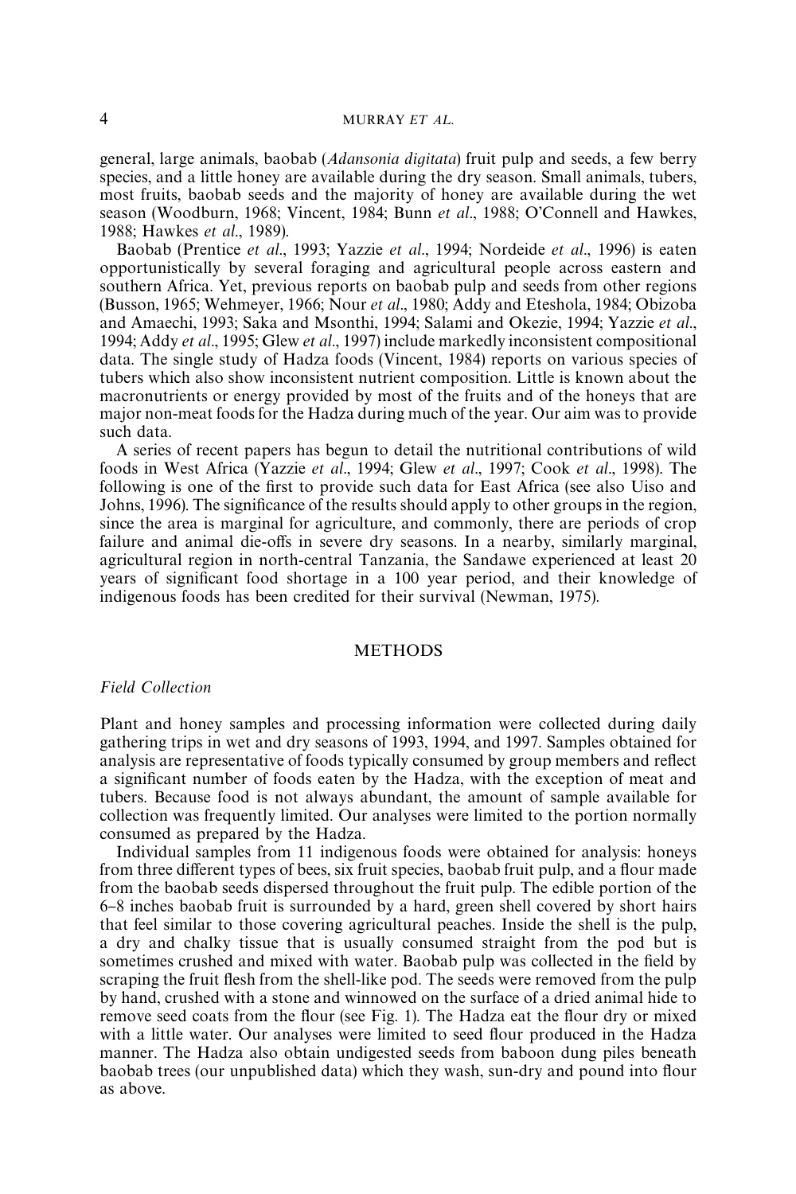general, large animals, baobab (*Adansonia digitata*) fruit pulp and seeds, a few berry species, and a little honey are available during the dry season. Small animals, tubers, most fruits, baobab seeds and the majority of honey are available during the wet season (Woodburn, 1968; Vincent, 1984; Bunn *et al*., 1988; O'Connell and Hawkes, 1988; Hawkes *et al*., 1989).

Baobab (Prentice *et al*., 1993; Yazzie *et al*., 1994; Nordeide *et al*., 1996) is eaten opportunistically by several foraging and agricultural people across eastern and southern Africa. Yet, previous reports on baobab pulp and seeds from other regions (Busson, 1965; Wehmeyer, 1966; Nour *et al*., 1980; Addy and Eteshola, 1984; Obizoba and Amaechi, 1993; Saka and Msonthi, 1994; Salami and Okezie, 1994; Yazzie *et al*., 1994; Addy *et al*., 1995; Glew *et al*., 1997) include markedly inconsistent compositional data. The single study of Hadza foods (Vincent, 1984) reports on various species of tubers which also show inconsistent nutrient composition. Little is known about the macronutrients or energy provided by most of the fruits and of the honeys that are major non-meat foods for the Hadza during much of the year. Our aim was to provide such data.

A series of recent papers has begun to detail the nutritional contributions of wild foods in West Africa (Yazzie *et al*., 1994; Glew *et al*., 1997; Cook *et al*., 1998). The following is one of the first to provide such data for East Africa (see also Uiso and Johns, 1996). The significance of the results should apply to other groups in the region, since the area is marginal for agriculture, and commonly, there are periods of crop failure and animal die-offs in severe dry seasons. In a nearby, similarly marginal, agricultural region in north-central Tanzania, the Sandawe experienced at least 20 years of significant food shortage in a 100 year period, and their knowledge of indigenous foods has been credited for their survival (Newman, 1975).

## METHODS

### *Field Collection*

Plant and honey samples and processing information were collected during daily gathering trips in wet and dry seasons of 1993, 1994, and 1997. Samples obtained for analysis are representative of foods typically consumed by group members and reflect a significant number of foods eaten by the Hadza, with the exception of meat and tubers. Because food is not always abundant, the amount of sample available for collection was frequently limited. Our analyses were limited to the portion normally consumed as prepared by the Hadza.

Individual samples from 11 indigenous foods were obtained for analysis: honeys from three different types of bees, six fruit species, baobab fruit pulp, and a flour made from the baobab seeds dispersed throughout the fruit pulp. The edible portion of the 6–8 inches baobab fruit is surrounded by a hard, green shell covered by short hairs that feel similar to those covering agricultural peaches. Inside the shell is the pulp, a dry and chalky tissue that is usually consumed straight from the pod but is sometimes crushed and mixed with water. Baobab pulp was collected in the field by scraping the fruit flesh from the shell-like pod. The seeds were removed from the pulp by hand, crushed with a stone and winnowed on the surface of a dried animal hide to remove seed coats from the flour (see Fig. 1). The Hadza eat the flour dry or mixed with a little water. Our analyses were limited to seed flour produced in the Hadza manner. The Hadza also obtain undigested seeds from baboon dung piles beneath baobab trees (our unpublished data) which they wash, sun-dry and pound into flour as above.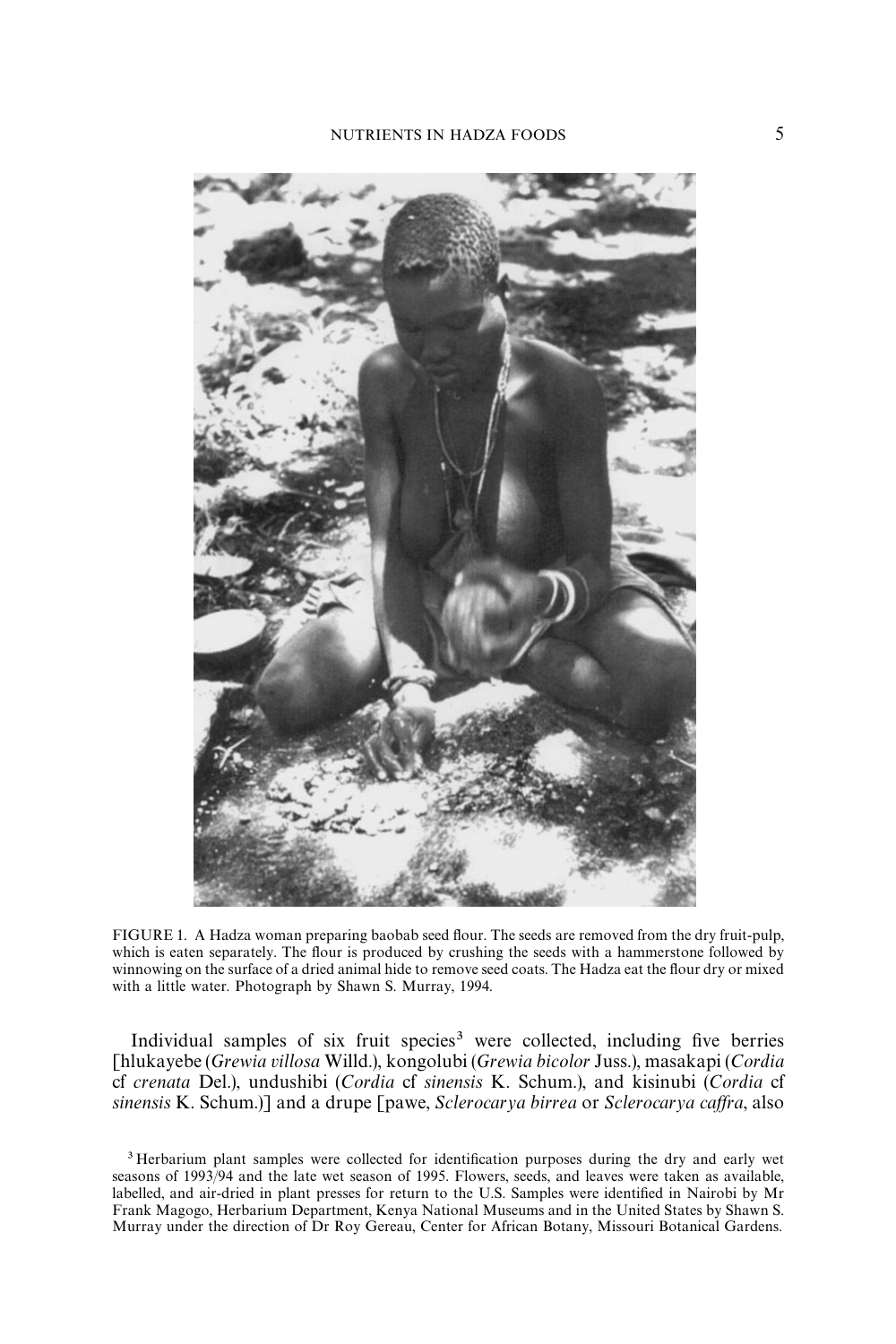FIGURE 1. A Hadza woman preparing baobab seed flour. The seeds are removed from the dry fruit-pulp, which is eaten separately. The flour is produced by crushing the seeds with a hammerstone followed by winnowing on the surface of a dried animal hide to remove seed coats. The Hadza eat the flour dry or mixed with a little water. Photograph by Shawn S. Murray, 1994.

Individual samples of six fruit species[3] were collected, including five berries [hlukayebe (*Grewia villosa* Willd.), kongolubi (*Grewia bicolor* Juss.), masakapi (*Cordia* cf *crenata* Del.), undushibi (*Cordia* cf *sinensis* K. Schum.), and kisinubi (*Cordia* cf *sinensis* K. Schum.)] and a drupe [pawe, *Sclerocarya birrea* or *Sclerocarya caffra*, also

[3] Herbarium plant samples were collected for identification purposes during the dry and early wet seasons of 1993/94 and the late wet season of 1995. Flowers, seeds, and leaves were taken as available, labelled, and air-dried in plant presses for return to the U.S. Samples were identified in Nairobi by Mr Frank Magogo, Herbarium Department, Kenya National Museums and in the United States by Shawn S. Murray under the direction of Dr Roy Gereau, Center for African Botany, Missouri Botanical Gardens.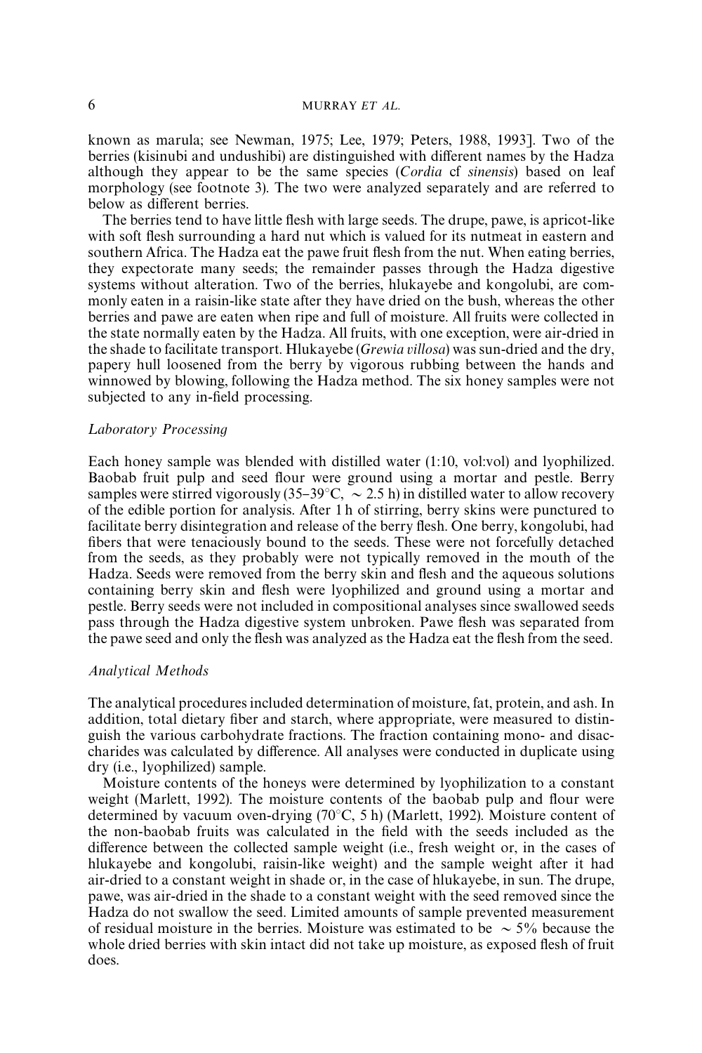known as marula; see Newman, 1975; Lee, 1979; Peters, 1988, 1993]. Two of the berries (kisinubi and undushibi) are distinguished with different names by the Hadza although they appear to be the same species (*Cordia* cf *sinensis*) based on leaf morphology (see footnote 3). The two were analyzed separately and are referred to below as different berries.

The berries tend to have little flesh with large seeds. The drupe, pawe, is apricot-like with soft flesh surrounding a hard nut which is valued for its nutmeat in eastern and southern Africa. The Hadza eat the pawe fruit flesh from the nut. When eating berries, they expectorate many seeds; the remainder passes through the Hadza digestive systems without alteration. Two of the berries, hlukayebe and kongolubi, are commonly eaten in a raisin-like state after they have dried on the bush, whereas the other berries and pawe are eaten when ripe and full of moisture. All fruits were collected in the state normally eaten by the Hadza. All fruits, with one exception, were air-dried in the shade to facilitate transport. Hlukayebe (*Grewia villosa*) was sun-dried and the dry, papery hull loosened from the berry by vigorous rubbing between the hands and winnowed by blowing, following the Hadza method. The six honey samples were not subjected to any in-field processing.

### *Laboratory Processing*

Each honey sample was blended with distilled water (1:10, vol:vol) and lyophilized. Baobab fruit pulp and seed flour were ground using a mortar and pestle. Berry samples were stirred vigorously (35–39°C, ~ 2.5 h) in distilled water to allow recovery of the edible portion for analysis. After 1 h of stirring, berry skins were punctured to facilitate berry disintegration and release of the berry flesh. One berry, kongolubi, had fibers that were tenaciously bound to the seeds. These were not forcefully detached from the seeds, as they probably were not typically removed in the mouth of the Hadza. Seeds were removed from the berry skin and flesh and the aqueous solutions containing berry skin and flesh were lyophilized and ground using a mortar and pestle. Berry seeds were not included in compositional analyses since swallowed seeds pass through the Hadza digestive system unbroken. Pawe flesh was separated from the pawe seed and only the flesh was analyzed as the Hadza eat the flesh from the seed.

### *Analytical Methods*

The analytical procedures included determination of moisture, fat, protein, and ash. In addition, total dietary fiber and starch, where appropriate, were measured to distinguish the various carbohydrate fractions. The fraction containing mono- and disaccharides was calculated by difference. All analyses were conducted in duplicate using dry (i.e., lyophilized) sample.

Moisture contents of the honeys were determined by lyophilization to a constant weight (Marlett, 1992). The moisture contents of the baobab pulp and flour were determined by vacuum oven-drying (70°C, 5 h) (Marlett, 1992). Moisture content of the non-baobab fruits was calculated in the field with the seeds included as the difference between the collected sample weight (i.e., fresh weight or, in the cases of hlukayebe and kongolubi, raisin-like weight) and the sample weight after it had air-dried to a constant weight in shade or, in the case of hlukayebe, in sun. The drupe, pawe, was air-dried in the shade to a constant weight with the seed removed since the Hadza do not swallow the seed. Limited amounts of sample prevented measurement of residual moisture in the berries. Moisture was estimated to be ~ 5% because the whole dried berries with skin intact did not take up moisture, as exposed flesh of fruit does.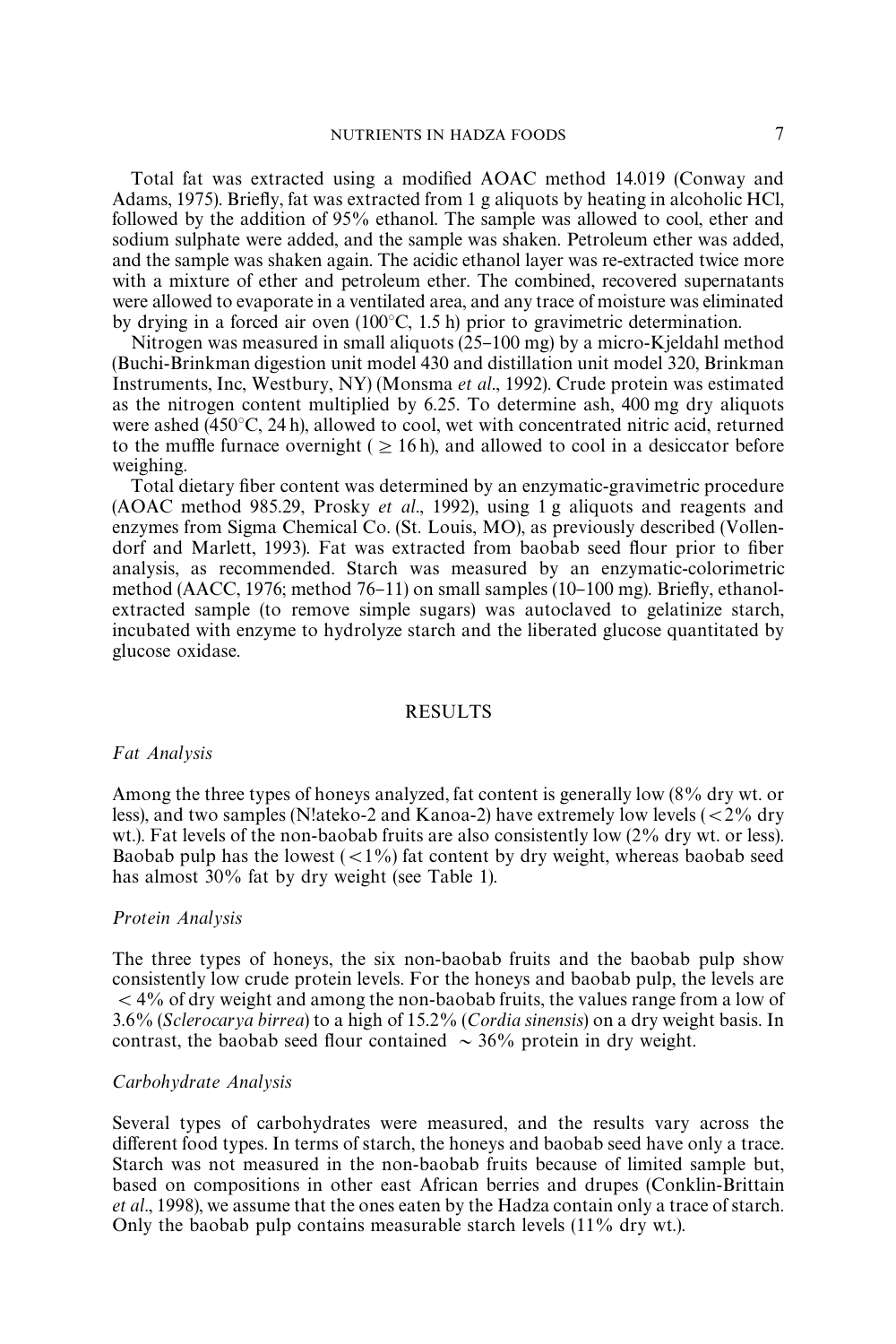Total fat was extracted using a modified AOAC method 14.019 (Conway and Adams, 1975). Briefly, fat was extracted from 1 g aliquots by heating in alcoholic HCl, followed by the addition of 95% ethanol. The sample was allowed to cool, ether and sodium sulphate were added, and the sample was shaken. Petroleum ether was added, and the sample was shaken again. The acidic ethanol layer was re-extracted twice more with a mixture of ether and petroleum ether. The combined, recovered supernatants were allowed to evaporate in a ventilated area, and any trace of moisture was eliminated by drying in a forced air oven (100°C, 1.5 h) prior to gravimetric determination.

Nitrogen was measured in small aliquots (25–100 mg) by a micro-Kjeldahl method (Buchi-Brinkman digestion unit model 430 and distillation unit model 320, Brinkman Instruments, Inc, Westbury, NY) (Monsma *et al*., 1992). Crude protein was estimated as the nitrogen content multiplied by 6.25. To determine ash, 400 mg dry aliquots were ashed (450°C, 24 h), allowed to cool, wet with concentrated nitric acid, returned to the muffle furnace overnight ( $\geq$ 16 h), and allowed to cool in a desiccator before weighing.

Total dietary fiber content was determined by an enzymatic-gravimetric procedure (AOAC method 985.29, Prosky *et al*., 1992), using 1 g aliquots and reagents and enzymes from Sigma Chemical Co. (St. Louis, MO), as previously described (Vollendorf and Marlett, 1993). Fat was extracted from baobab seed flour prior to fiber analysis, as recommended. Starch was measured by an enzymatic-colorimetric method (AACC, 1976; method 76–11) on small samples (10–100 mg). Briefly, ethanol-extracted sample (to remove simple sugars) was autoclaved to gelatinize starch, incubated with enzyme to hydrolyze starch and the liberated glucose quantitated by glucose oxidase.

## RESULTS

### *Fat Analysis*

Among the three types of honeys analyzed, fat content is generally low (8% dry wt. or less), and two samples (N!ateko-2 and Kanoa-2) have extremely low levels (<2% dry wt.). Fat levels of the non-baobab fruits are also consistently low (2% dry wt. or less). Baobab pulp has the lowest (<1%) fat content by dry weight, whereas baobab seed has almost 30% fat by dry weight (see Table 1).

### *Protein Analysis*

The three types of honeys, the six non-baobab fruits and the baobab pulp show consistently low crude protein levels. For the honeys and baobab pulp, the levels are < 4% of dry weight and among the non-baobab fruits, the values range from a low of 3.6% (*Sclerocarya birrea*) to a high of 15.2% (*Cordia sinensis*) on a dry weight basis. In contrast, the baobab seed flour contained $\sim$ 36% protein in dry weight.

### *Carbohydrate Analysis*

Several types of carbohydrates were measured, and the results vary across the different food types. In terms of starch, the honeys and baobab seed have only a trace. Starch was not measured in the non-baobab fruits because of limited sample but, based on compositions in other east African berries and drupes (Conklin-Brittain *et al*., 1998), we assume that the ones eaten by the Hadza contain only a trace of starch. Only the baobab pulp contains measurable starch levels (11% dry wt.).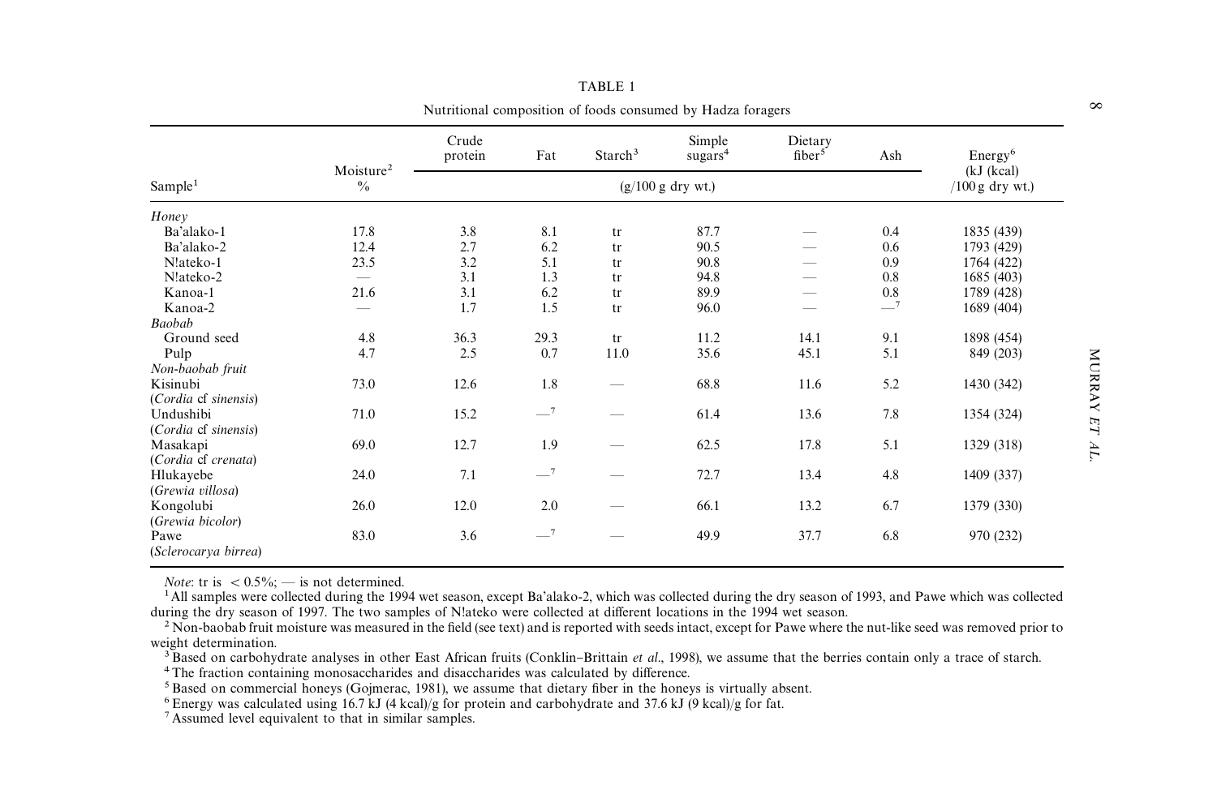TABLE 1

Nutritional composition of foods consumed by Hadza foragers

| Sample[1] | Moisture[2] % | Crude protein | Fat | Starch[3] | Simple sugars[4] | Dietary fiber[5] | Ash | Energy[6] (kJ (kcal) /100 g dry wt.) |
|---|---|---|---|---|---|---|---|---|
| | | (g/100 g dry wt.) | | | | | | |
| *Honey* | | | | | | | | |
| Ba'alako-1 | 17.8 | 3.8 | 8.1 | tr | 87.7 | — | 0.4 | 1835 (439) |
| Ba'alako-2 | 12.4 | 2.7 | 6.2 | tr | 90.5 | — | 0.6 | 1793 (429) |
| N!ateko-1 | 23.5 | 3.2 | 5.1 | tr | 90.8 | — | 0.9 | 1764 (422) |
| N!ateko-2 | — | 3.1 | 1.3 | tr | 94.8 | — | 0.8 | 1685 (403) |
| Kanoa-1 | 21.6 | 3.1 | 6.2 | tr | 89.9 | — | 0.8 | 1789 (428) |
| Kanoa-2 | — | 1.7 | 1.5 | tr | 96.0 | — | —[7] | 1689 (404) |
| *Baobab* | | | | | | | | |
| Ground seed | 4.8 | 36.3 | 29.3 | tr | 11.2 | 14.1 | 9.1 | 1898 (454) |
| Pulp | 4.7 | 2.5 | 0.7 | 11.0 | 35.6 | 45.1 | 5.1 | 849 (203) |
| *Non-baobab fruit* | | | | | | | | |
| Kisinubi (*Cordia* cf *sinensis*) | 73.0 | 12.6 | 1.8 | — | 68.8 | 11.6 | 5.2 | 1430 (342) |
| Undushibi (*Cordia* cf *sinensis*) | 71.0 | 15.2 | —[7] | — | 61.4 | 13.6 | 7.8 | 1354 (324) |
| Masakapi (*Cordia* cf *crenata*) | 69.0 | 12.7 | 1.9 | — | 62.5 | 17.8 | 5.1 | 1329 (318) |
| Hlukayebe (*Grewia villosa*) | 24.0 | 7.1 | —[7] | — | 72.7 | 13.4 | 4.8 | 1409 (337) |
| Kongolubi (*Grewia bicolor*) | 26.0 | 12.0 | 2.0 | — | 66.1 | 13.2 | 6.7 | 1379 (330) |
| Pawe (*Sclerocarya birrea*) | 83.0 | 3.6 | —[7] | — | 49.9 | 37.7 | 6.8 | 970 (232) |

*Note*: tr is < 0.5%; — is not determined.

[1] All samples were collected during the 1994 wet season, except Ba'alako-2, which was collected during the dry season of 1993, and Pawe which was collected during the dry season of 1997. The two samples of N!ateko were collected at different locations in the 1994 wet season.

[2] Non-baobab fruit moisture was measured in the field (see text) and is reported with seeds intact, except for Pawe where the nut-like seed was removed prior to weight determination.

[3] Based on carbohydrate analyses in other East African fruits (Conklin–Brittain *et al*., 1998), we assume that the berries contain only a trace of starch.

[4] The fraction containing monosaccharides and disaccharides was calculated by difference.

[5] Based on commercial honeys (Gojmerac, 1981), we assume that dietary fiber in the honeys is virtually absent.

[6] Energy was calculated using 16.7 kJ (4 kcal)/g for protein and carbohydrate and 37.6 kJ (9 kcal)/g for fat.

[7] Assumed level equivalent to that in similar samples.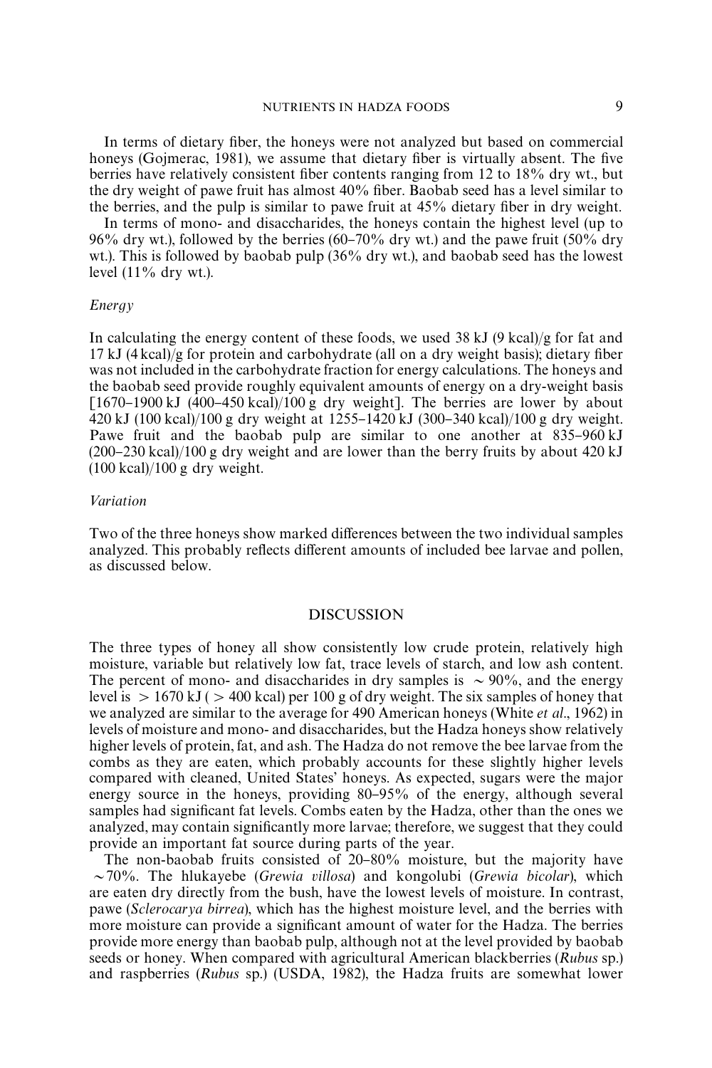In terms of dietary fiber, the honeys were not analyzed but based on commercial honeys (Gojmerac, 1981), we assume that dietary fiber is virtually absent. The five berries have relatively consistent fiber contents ranging from 12 to 18% dry wt., but the dry weight of pawe fruit has almost 40% fiber. Baobab seed has a level similar to the berries, and the pulp is similar to pawe fruit at 45% dietary fiber in dry weight.

In terms of mono- and disaccharides, the honeys contain the highest level (up to 96% dry wt.), followed by the berries (60–70% dry wt.) and the pawe fruit (50% dry wt.). This is followed by baobab pulp (36% dry wt.), and baobab seed has the lowest level (11% dry wt.).

### *Energy*

In calculating the energy content of these foods, we used 38 kJ (9 kcal)/g for fat and 17 kJ (4 kcal)/g for protein and carbohydrate (all on a dry weight basis); dietary fiber was not included in the carbohydrate fraction for energy calculations. The honeys and the baobab seed provide roughly equivalent amounts of energy on a dry-weight basis [1670–1900 kJ (400–450 kcal)/100 g dry weight]. The berries are lower by about 420 kJ (100 kcal)/100 g dry weight at 1255–1420 kJ (300–340 kcal)/100 g dry weight. Pawe fruit and the baobab pulp are similar to one another at 835–960 kJ (200–230 kcal)/100 g dry weight and are lower than the berry fruits by about 420 kJ (100 kcal)/100 g dry weight.

### *Variation*

Two of the three honeys show marked differences between the two individual samples analyzed. This probably reflects different amounts of included bee larvae and pollen, as discussed below.

## DISCUSSION

The three types of honey all show consistently low crude protein, relatively high moisture, variable but relatively low fat, trace levels of starch, and low ash content. The percent of mono- and disaccharides in dry samples is $\sim 90\%$, and the energy level is $> 1670$ kJ ($> 400$ kcal) per 100 g of dry weight. The six samples of honey that we analyzed are similar to the average for 490 American honeys (White *et al*., 1962) in levels of moisture and mono- and disaccharides, but the Hadza honeys show relatively higher levels of protein, fat, and ash. The Hadza do not remove the bee larvae from the combs as they are eaten, which probably accounts for these slightly higher levels compared with cleaned, United States' honeys. As expected, sugars were the major energy source in the honeys, providing 80–95% of the energy, although several samples had significant fat levels. Combs eaten by the Hadza, other than the ones we analyzed, may contain significantly more larvae; therefore, we suggest that they could provide an important fat source during parts of the year.

The non-baobab fruits consisted of 20–80% moisture, but the majority have $\sim 70\%$. The hlukayebe (*Grewia villosa*) and kongolubi (*Grewia bicolar*), which are eaten dry directly from the bush, have the lowest levels of moisture. In contrast, pawe (*Sclerocarya birrea*), which has the highest moisture level, and the berries with more moisture can provide a significant amount of water for the Hadza. The berries provide more energy than baobab pulp, although not at the level provided by baobab seeds or honey. When compared with agricultural American blackberries (*Rubus* sp.) and raspberries (*Rubus* sp.) (USDA, 1982), the Hadza fruits are somewhat lower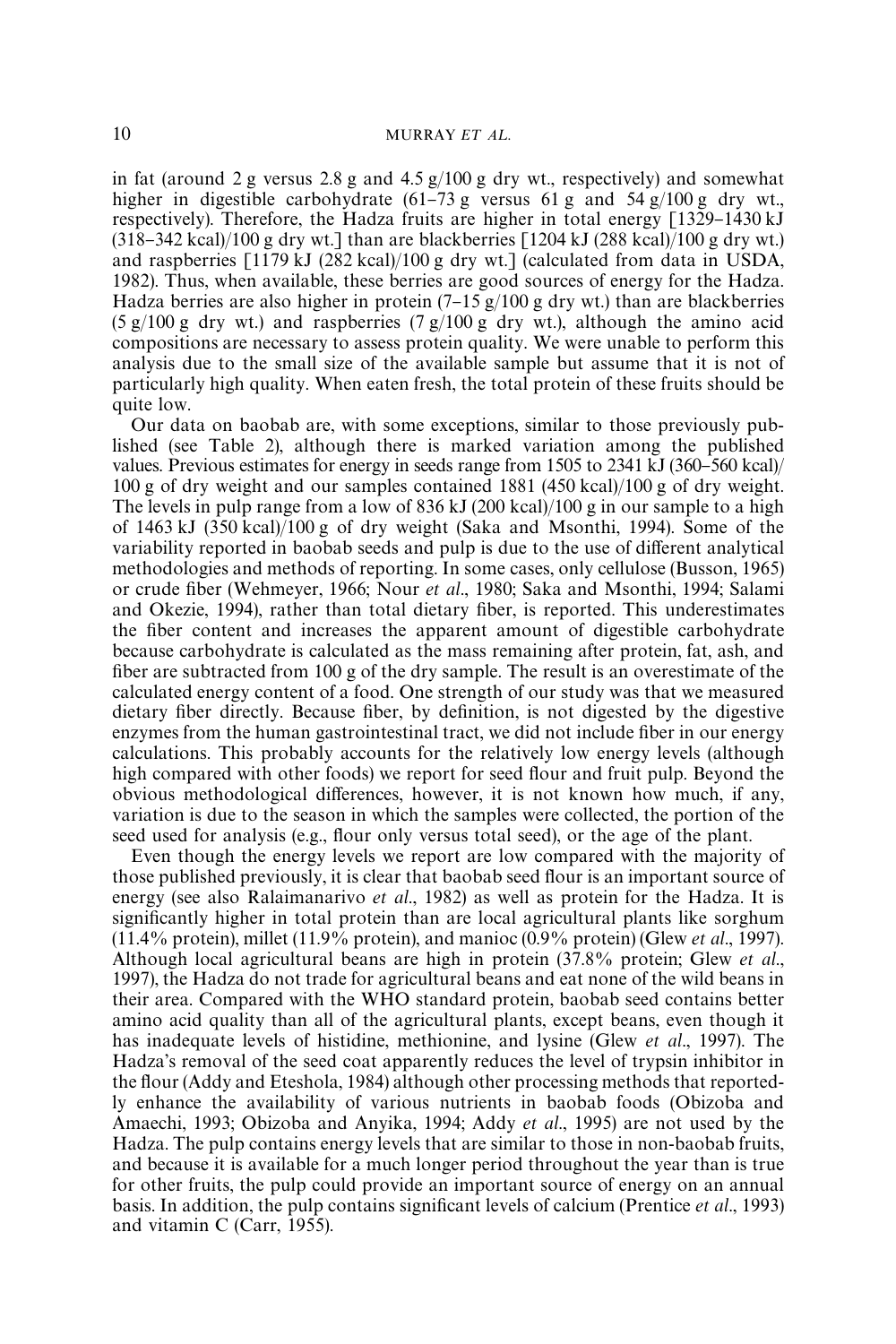in fat (around 2 g versus 2.8 g and 4.5 g/100 g dry wt., respectively) and somewhat higher in digestible carbohydrate (61–73 g versus 61 g and 54 g/100 g dry wt., respectively). Therefore, the Hadza fruits are higher in total energy [1329–1430 kJ (318–342 kcal)/100 g dry wt.] than are blackberries [1204 kJ (288 kcal)/100 g dry wt.) and raspberries [1179 kJ (282 kcal)/100 g dry wt.] (calculated from data in USDA, 1982). Thus, when available, these berries are good sources of energy for the Hadza. Hadza berries are also higher in protein (7–15 g/100 g dry wt.) than are blackberries (5 g/100 g dry wt.) and raspberries (7 g/100 g dry wt.), although the amino acid compositions are necessary to assess protein quality. We were unable to perform this analysis due to the small size of the available sample but assume that it is not of particularly high quality. When eaten fresh, the total protein of these fruits should be quite low.

Our data on baobab are, with some exceptions, similar to those previously published (see Table 2), although there is marked variation among the published values. Previous estimates for energy in seeds range from 1505 to 2341 kJ (360–560 kcal)/100 g of dry weight and our samples contained 1881 (450 kcal)/100 g of dry weight. The levels in pulp range from a low of 836 kJ (200 kcal)/100 g in our sample to a high of 1463 kJ (350 kcal)/100 g of dry weight (Saka and Msonthi, 1994). Some of the variability reported in baobab seeds and pulp is due to the use of different analytical methodologies and methods of reporting. In some cases, only cellulose (Busson, 1965) or crude fiber (Wehmeyer, 1966; Nour *et al*., 1980; Saka and Msonthi, 1994; Salami and Okezie, 1994), rather than total dietary fiber, is reported. This underestimates the fiber content and increases the apparent amount of digestible carbohydrate because carbohydrate is calculated as the mass remaining after protein, fat, ash, and fiber are subtracted from 100 g of the dry sample. The result is an overestimate of the calculated energy content of a food. One strength of our study was that we measured dietary fiber directly. Because fiber, by definition, is not digested by the digestive enzymes from the human gastrointestinal tract, we did not include fiber in our energy calculations. This probably accounts for the relatively low energy levels (although high compared with other foods) we report for seed flour and fruit pulp. Beyond the obvious methodological differences, however, it is not known how much, if any, variation is due to the season in which the samples were collected, the portion of the seed used for analysis (e.g., flour only versus total seed), or the age of the plant.

Even though the energy levels we report are low compared with the majority of those published previously, it is clear that baobab seed flour is an important source of energy (see also Ralaimanarivo *et al*., 1982) as well as protein for the Hadza. It is significantly higher in total protein than are local agricultural plants like sorghum (11.4% protein), millet (11.9% protein), and manioc (0.9% protein) (Glew *et al*., 1997). Although local agricultural beans are high in protein (37.8% protein; Glew *et al*., 1997), the Hadza do not trade for agricultural beans and eat none of the wild beans in their area. Compared with the WHO standard protein, baobab seed contains better amino acid quality than all of the agricultural plants, except beans, even though it has inadequate levels of histidine, methionine, and lysine (Glew *et al*., 1997). The Hadza's removal of the seed coat apparently reduces the level of trypsin inhibitor in the flour (Addy and Eteshola, 1984) although other processing methods that reportedly enhance the availability of various nutrients in baobab foods (Obizoba and Amaechi, 1993; Obizoba and Anyika, 1994; Addy *et al*., 1995) are not used by the Hadza. The pulp contains energy levels that are similar to those in non-baobab fruits, and because it is available for a much longer period throughout the year than is true for other fruits, the pulp could provide an important source of energy on an annual basis. In addition, the pulp contains significant levels of calcium (Prentice *et al*., 1993) and vitamin C (Carr, 1955).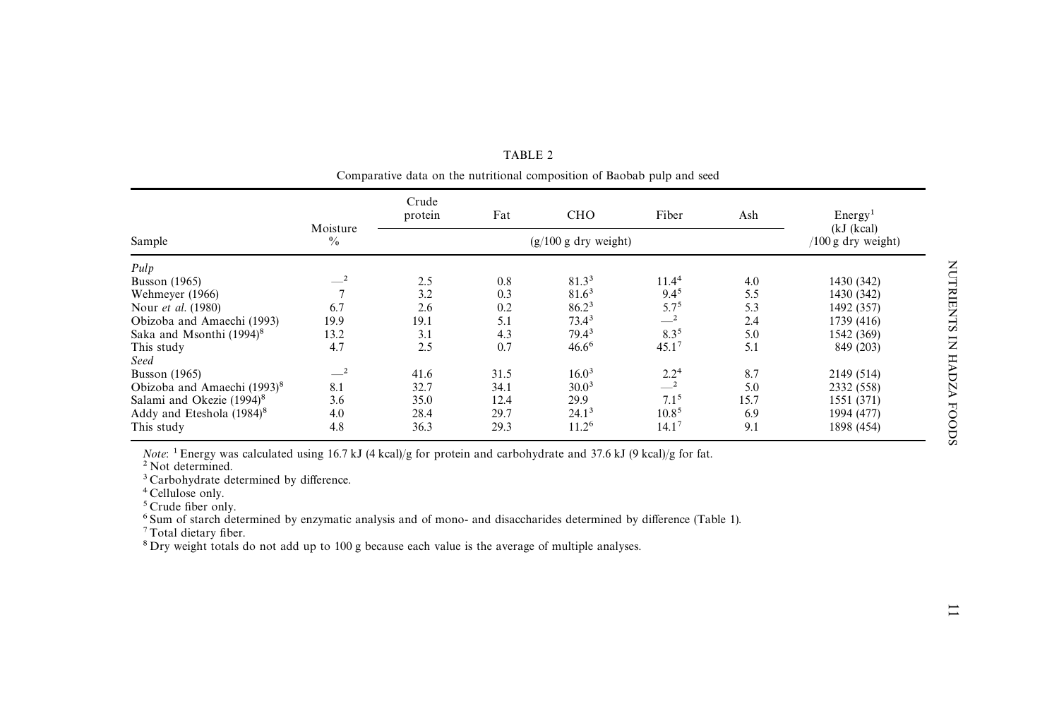TABLE 2

Comparative data on the nutritional composition of Baobab pulp and seed

| Sample | Moisture % | Crude protein | Fat | CHO | Fiber | Ash | Energy[1] (kJ (kcal) /100 g dry weight) |
|---|---|---|---|---|---|---|---|
| | | (g/100 g dry weight) | | | | | |
| *Pulp* | | | | | | | |
| Busson (1965) | —[2] | 2.5 | 0.8 | 81.3[3] | 11.4[4] | 4.0 | 1430 (342) |
| Wehmeyer (1966) | 7 | 3.2 | 0.3 | 81.6[3] | 9.4[5] | 5.5 | 1430 (342) |
| Nour *et al.* (1980) | 6.7 | 2.6 | 0.2 | 86.2[3] | 5.7[5] | 5.3 | 1492 (357) |
| Obizoba and Amaechi (1993) | 19.9 | 19.1 | 5.1 | 73.4[3] | —[2] | 2.4 | 1739 (416) |
| Saka and Msonthi (1994)[8] | 13.2 | 3.1 | 4.3 | 79.4[3] | 8.3[5] | 5.0 | 1542 (369) |
| This study | 4.7 | 2.5 | 0.7 | 46.6[6] | 45.1[7] | 5.1 | 849 (203) |
| *Seed* | | | | | | | |
| Busson (1965) | —[2] | 41.6 | 31.5 | 16.0[3] | 2.2[4] | 8.7 | 2149 (514) |
| Obizoba and Amaechi (1993)[8] | 8.1 | 32.7 | 34.1 | 30.0[3] | —[2] | 5.0 | 2332 (558) |
| Salami and Okezie (1994)[8] | 3.6 | 35.0 | 12.4 | 29.9 | 7.1[5] | 15.7 | 1551 (371) |
| Addy and Eteshola (1984)[8] | 4.0 | 28.4 | 29.7 | 24.1[3] | 10.8[5] | 6.9 | 1994 (477) |
| This study | 4.8 | 36.3 | 29.3 | 11.2[6] | 14.1[7] | 9.1 | 1898 (454) |

*Note*: [1] Energy was calculated using 16.7 kJ (4 kcal)/g for protein and carbohydrate and 37.6 kJ (9 kcal)/g for fat.
[2] Not determined.
[3] Carbohydrate determined by difference.
[4] Cellulose only.
[5] Crude fiber only.
[6] Sum of starch determined by enzymatic analysis and of mono- and disaccharides determined by difference (Table 1).
[7] Total dietary fiber.
[8] Dry weight totals do not add up to 100 g because each value is the average of multiple analyses.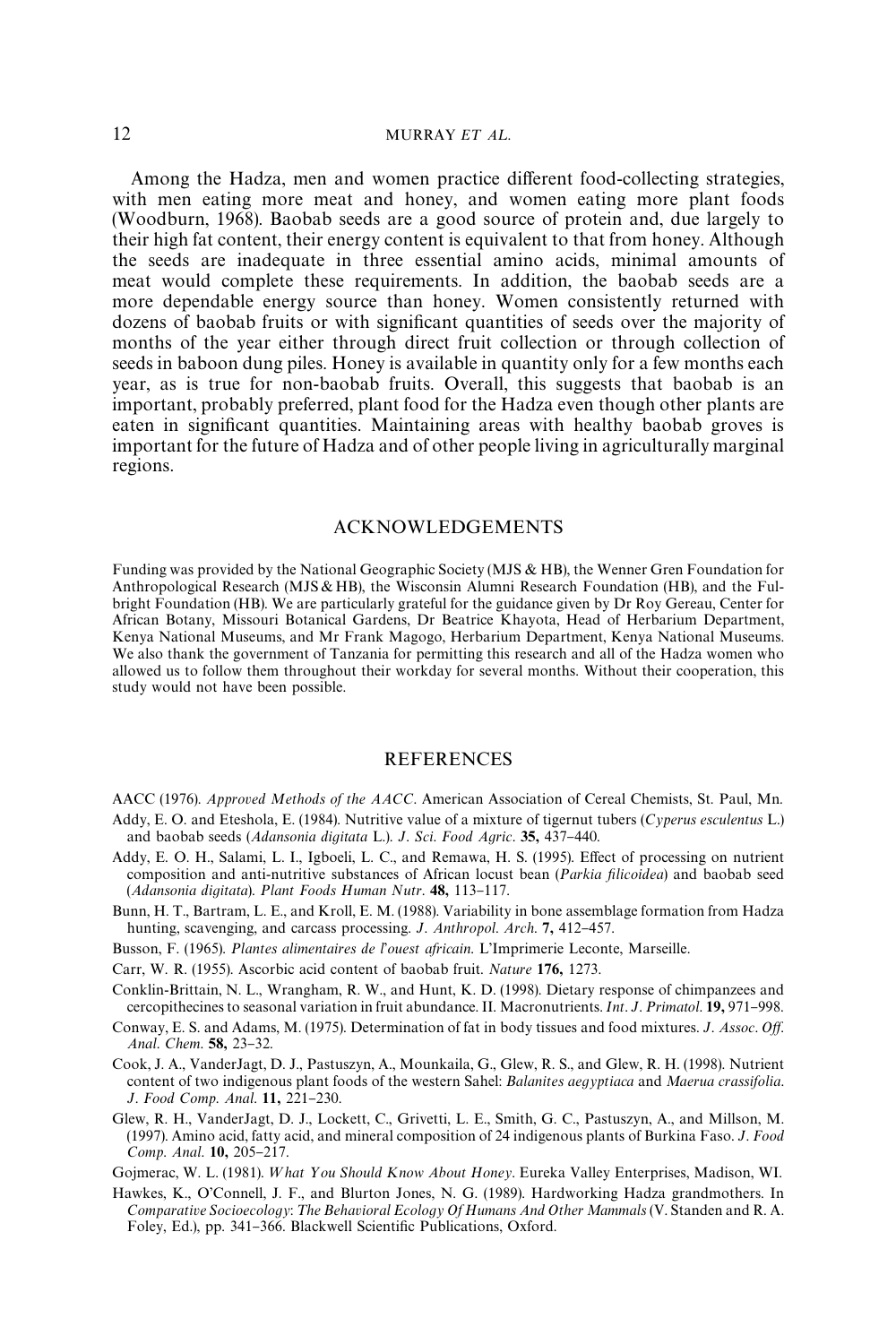Among the Hadza, men and women practice different food-collecting strategies, with men eating more meat and honey, and women eating more plant foods (Woodburn, 1968). Baobab seeds are a good source of protein and, due largely to their high fat content, their energy content is equivalent to that from honey. Although the seeds are inadequate in three essential amino acids, minimal amounts of meat would complete these requirements. In addition, the baobab seeds are a more dependable energy source than honey. Women consistently returned with dozens of baobab fruits or with significant quantities of seeds over the majority of months of the year either through direct fruit collection or through collection of seeds in baboon dung piles. Honey is available in quantity only for a few months each year, as is true for non-baobab fruits. Overall, this suggests that baobab is an important, probably preferred, plant food for the Hadza even though other plants are eaten in significant quantities. Maintaining areas with healthy baobab groves is important for the future of Hadza and of other people living in agriculturally marginal regions.

## ACKNOWLEDGEMENTS

Funding was provided by the National Geographic Society (MJS & HB), the Wenner Gren Foundation for Anthropological Research (MJS & HB), the Wisconsin Alumni Research Foundation (HB), and the Fulbright Foundation (HB). We are particularly grateful for the guidance given by Dr Roy Gereau, Center for African Botany, Missouri Botanical Gardens, Dr Beatrice Khayota, Head of Herbarium Department, Kenya National Museums, and Mr Frank Magogo, Herbarium Department, Kenya National Museums. We also thank the government of Tanzania for permitting this research and all of the Hadza women who allowed us to follow them throughout their workday for several months. Without their cooperation, this study would not have been possible.

## REFERENCES

AACC (1976). *Approved Methods of the AACC*. American Association of Cereal Chemists, St. Paul, Mn.

Addy, E. O. and Eteshola, E. (1984). Nutritive value of a mixture of tigernut tubers (*Cyperus esculentus* L.) and baobab seeds (*Adansonia digitata* L.). *J. Sci. Food Agric.* **35,** 437–440.

Addy, E. O. H., Salami, L. I., Igboeli, L. C., and Remawa, H. S. (1995). Effect of processing on nutrient composition and anti-nutritive substances of African locust bean (*Parkia filicoidea*) and baobab seed (*Adansonia digitata*). *Plant Foods Human Nutr*. **48,** 113–117.

Bunn, H. T., Bartram, L. E., and Kroll, E. M. (1988). Variability in bone assemblage formation from Hadza hunting, scavenging, and carcass processing. *J. Anthropol. Arch.* **7,** 412–457.

Busson, F. (1965). *Plantes alimentaires de l'ouest africain.* L'Imprimerie Leconte, Marseille.

Carr, W. R. (1955). Ascorbic acid content of baobab fruit. *Nature* **176,** 1273.

Conklin-Brittain, N. L., Wrangham, R. W., and Hunt, K. D. (1998). Dietary response of chimpanzees and cercopithecines to seasonal variation in fruit abundance. II. Macronutrients. *Int. J. Primatol.* **19,** 971–998.

Conway, E. S. and Adams, M. (1975). Determination of fat in body tissues and food mixtures. *J. Assoc. Off. Anal. Chem.* **58,** 23–32.

Cook, J. A., VanderJagt, D. J., Pastuszyn, A., Mounkaila, G., Glew, R. S., and Glew, R. H. (1998). Nutrient content of two indigenous plant foods of the western Sahel: *Balanites aegyptiaca* and *Maerua crassifolia*. *J. Food Comp. Anal.* **11,** 221–230.

Glew, R. H., VanderJagt, D. J., Lockett, C., Grivetti, L. E., Smith, G. C., Pastuszyn, A., and Millson, M. (1997). Amino acid, fatty acid, and mineral composition of 24 indigenous plants of Burkina Faso. *J. Food Comp. Anal.* **10,** 205–217.

Gojmerac, W. L. (1981). *What You Should Know About Honey*. Eureka Valley Enterprises, Madison, WI.

Hawkes, K., O'Connell, J. F., and Blurton Jones, N. G. (1989). Hardworking Hadza grandmothers. In *Comparative Socioecology: The Behavioral Ecology Of Humans And Other Mammals* (V. Standen and R. A. Foley, Ed.), pp. 341–366. Blackwell Scientific Publications, Oxford.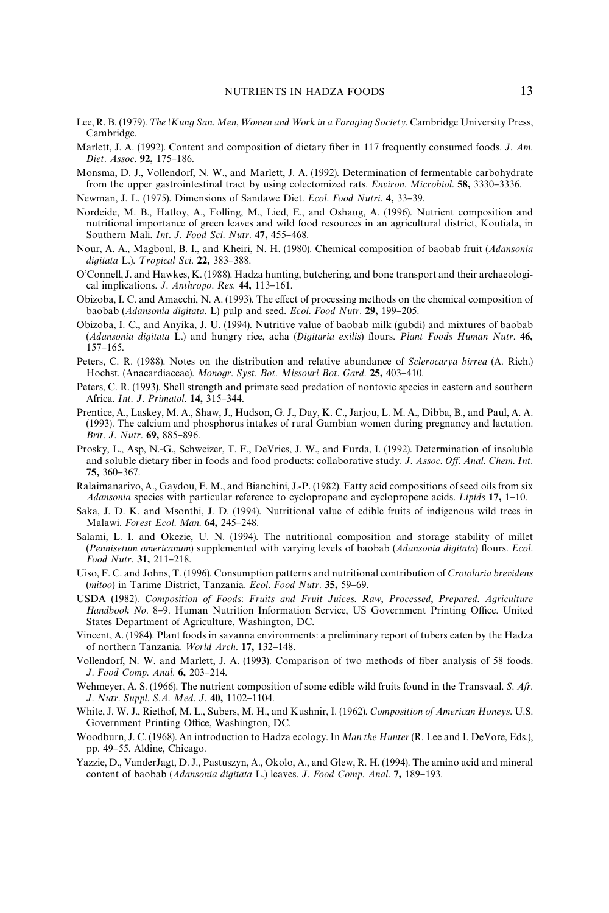Lee, R. B. (1979). *The !Kung San. Men, Women and Work in a Foraging Society*. Cambridge University Press, Cambridge.

Marlett, J. A. (1992). Content and composition of dietary fiber in 117 frequently consumed foods. *J. Am. Diet. Assoc.* **92,** 175–186.

Monsma, D. J., Vollendorf, N. W., and Marlett, J. A. (1992). Determination of fermentable carbohydrate from the upper gastrointestinal tract by using colectomized rats. *Environ. Microbiol.* **58,** 3330–3336.

Newman, J. L. (1975). Dimensions of Sandawe Diet. *Ecol. Food Nutri.* **4,** 33–39.

Nordeide, M. B., Hatloy, A., Folling, M., Lied, E., and Oshaug, A. (1996). Nutrient composition and nutritional importance of green leaves and wild food resources in an agricultural district, Koutiala, in Southern Mali. *Int. J. Food Sci. Nutr.* **47,** 455–468.

Nour, A. A., Magboul, B. I., and Kheiri, N. H. (1980). Chemical composition of baobab fruit (*Adansonia digitata* L.). *Tropical Sci.* **22,** 383–388.

O'Connell, J. and Hawkes, K. (1988). Hadza hunting, butchering, and bone transport and their archaeological implications. *J. Anthropo. Res.* **44,** 113–161.

Obizoba, I. C. and Amaechi, N. A. (1993). The effect of processing methods on the chemical composition of baobab (*Adansonia digitata*. L) pulp and seed. *Ecol. Food Nutr.* **29,** 199–205.

Obizoba, I. C., and Anyika, J. U. (1994). Nutritive value of baobab milk (gubdi) and mixtures of baobab (*Adansonia digitata* L.) and hungry rice, acha (*Digitaria exilis*) flours. *Plant Foods Human Nutr.* **46,** 157–165.

Peters, C. R. (1988). Notes on the distribution and relative abundance of *Sclerocarya birrea* (A. Rich.) Hochst. (Anacardiaceae). *Monogr. Syst. Bot. Missouri Bot. Gard.* **25,** 403–410.

Peters, C. R. (1993). Shell strength and primate seed predation of nontoxic species in eastern and southern Africa. *Int. J. Primatol.* **14,** 315–344.

Prentice, A., Laskey, M. A., Shaw, J., Hudson, G. J., Day, K. C., Jarjou, L. M. A., Dibba, B., and Paul, A. A. (1993). The calcium and phosphorus intakes of rural Gambian women during pregnancy and lactation. *Brit. J. Nutr.* **69,** 885–896.

Prosky, L., Asp, N.-G., Schweizer, T. F., DeVries, J. W., and Furda, I. (1992). Determination of insoluble and soluble dietary fiber in foods and food products: collaborative study. *J. Assoc. Off. Anal. Chem. Int.* **75,** 360–367.

Ralaimanarivo, A., Gaydou, E. M., and Bianchini, J.-P. (1982). Fatty acid compositions of seed oils from six *Adansonia* species with particular reference to cyclopropane and cyclopropene acids. *Lipids* **17,** 1–10.

Saka, J. D. K. and Msonthi, J. D. (1994). Nutritional value of edible fruits of indigenous wild trees in Malawi. *Forest Ecol. Man.* **64,** 245–248.

Salami, L. I. and Okezie, U. N. (1994). The nutritional composition and storage stability of millet (*Pennisetum americanum*) supplemented with varying levels of baobab (*Adansonia digitata*) flours. *Ecol. Food Nutr.* **31,** 211–218.

Uiso, F. C. and Johns, T. (1996). Consumption patterns and nutritional contribution of *Crotolaria brevidens* (*mitoo*) in Tarime District, Tanzania. *Ecol. Food Nutr.* **35,** 59–69.

USDA (1982). *Composition of Foods: Fruits and Fruit Juices. Raw, Processed, Prepared. Agriculture Handbook No.* 8–9. Human Nutrition Information Service, US Government Printing Office. United States Department of Agriculture, Washington, DC.

Vincent, A. (1984). Plant foods in savanna environments: a preliminary report of tubers eaten by the Hadza of northern Tanzania. *World Arch.* **17,** 132–148.

Vollendorf, N. W. and Marlett, J. A. (1993). Comparison of two methods of fiber analysis of 58 foods. *J. Food Comp. Anal.* **6,** 203–214.

Wehmeyer, A. S. (1966). The nutrient composition of some edible wild fruits found in the Transvaal. *S. Afr. J. Nutr. Suppl. S.A. Med. J.* **40,** 1102–1104.

White, J. W. J., Riethof, M. L., Subers, M. H., and Kushnir, I. (1962). *Composition of American Honeys*. U.S. Government Printing Office, Washington, DC.

Woodburn, J. C. (1968). An introduction to Hadza ecology. In *Man the Hunter* (R. Lee and I. DeVore, Eds.), pp. 49–55. Aldine, Chicago.

Yazzie, D., VanderJagt, D. J., Pastuszyn, A., Okolo, A., and Glew, R. H. (1994). The amino acid and mineral content of baobab (*Adansonia digitata* L.) leaves. *J. Food Comp. Anal.* **7,** 189–193.